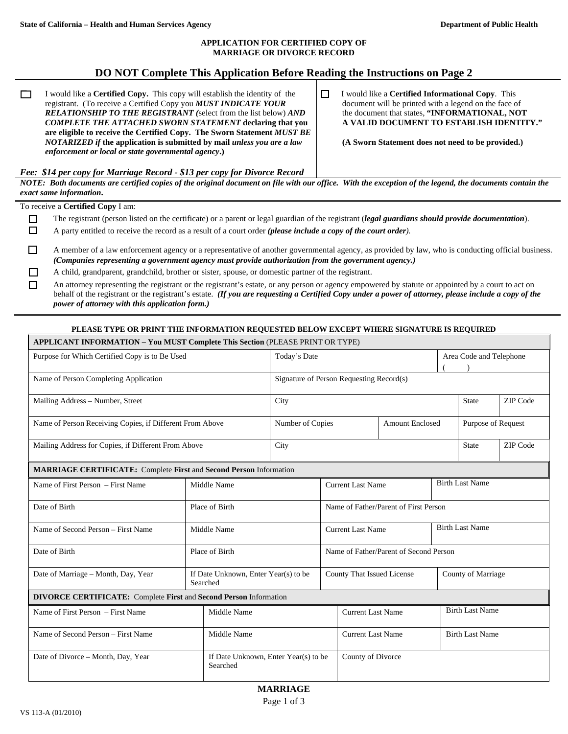State of California – Health and Human Services Agency | Department of Public Health

# APPLICATION FOR CERTIFIED COPY OF MARRIAGE OR DIVORCE RECORD

## DO NOT Complete This Application Before Reading the Instructions on Page 2

☐ I would like a **Certified Copy.** This copy will establish the identity of the registrant. (To receive a Certified Copy you ***MUST INDICATE YOUR RELATIONSHIP TO THE REGISTRANT*** **(select from the list below)** ***AND COMPLETE THE ATTACHED SWORN STATEMENT*** **declaring that you are eligible to receive the Certified Copy. The Sworn Statement** ***MUST BE NOTARIZED if*** **the application is submitted by mail** ***unless you are a law enforcement or local or state governmental agency*****.)**

☐ I would like a **Certified Informational Copy**. This document will be printed with a legend on the face of the document that states, **"INFORMATIONAL, NOT A VALID DOCUMENT TO ESTABLISH IDENTITY."**

**(A Sworn Statement does not need to be provided.)**

***Fee: $14 per copy for Marriage Record - $13 per copy for Divorce Record***

***NOTE: Both documents are certified copies of the original document on file with our office. With the exception of the legend, the documents contain the exact same information.***

To receive a **Certified Copy** I am:

- ☐ The registrant (person listed on the certificate) or a parent or legal guardian of the registrant (***legal guardians should provide documentation***).
- ☐ A party entitled to receive the record as a result of a court order ***(please include a copy of the court order)***.
- ☐ A member of a law enforcement agency or a representative of another governmental agency, as provided by law, who is conducting official business. ***(Companies representing a government agency must provide authorization from the government agency.)***
- ☐ A child, grandparent, grandchild, brother or sister, spouse, or domestic partner of the registrant.
- ☐ An attorney representing the registrant or the registrant's estate, or any person or agency empowered by statute or appointed by a court to act on behalf of the registrant or the registrant's estate. ***(If you are requesting a Certified Copy under a power of attorney, please include a copy of the power of attorney with this application form.)***

**PLEASE TYPE OR PRINT THE INFORMATION REQUESTED BELOW EXCEPT WHERE SIGNATURE IS REQUIRED**

| **APPLICANT INFORMATION – You MUST Complete This Section** (PLEASE PRINT OR TYPE) | | | | |
|---|---|---|---|---|
| Purpose for Which Certified Copy is to Be Used | Today's Date | | Area Code and Telephone ( ) | |
| Name of Person Completing Application | Signature of Person Requesting Record(s) | | | |
| Mailing Address – Number, Street | City | | State | ZIP Code |
| Name of Person Receiving Copies, if Different From Above | Number of Copies | Amount Enclosed | Purpose of Request | |
| Mailing Address for Copies, if Different From Above | City | | State | ZIP Code |

| **MARRIAGE CERTIFICATE:** Complete **First** and **Second Person** Information | | | |
|---|---|---|---|
| Name of First Person – First Name | Middle Name | Current Last Name | Birth Last Name |
| Date of Birth | Place of Birth | Name of Father/Parent of First Person | |
| Name of Second Person – First Name | Middle Name | Current Last Name | Birth Last Name |
| Date of Birth | Place of Birth | Name of Father/Parent of Second Person | |
| Date of Marriage – Month, Day, Year | If Date Unknown, Enter Year(s) to be Searched | County That Issued License | County of Marriage |

| **DIVORCE CERTIFICATE:** Complete **First** and **Second Person** Information | | | |
|---|---|---|---|
| Name of First Person – First Name | Middle Name | Current Last Name | Birth Last Name |
| Name of Second Person – First Name | Middle Name | Current Last Name | Birth Last Name |
| Date of Divorce – Month, Day, Year | If Date Unknown, Enter Year(s) to be Searched | County of Divorce | |

**MARRIAGE**

VS 113-A (01/2010)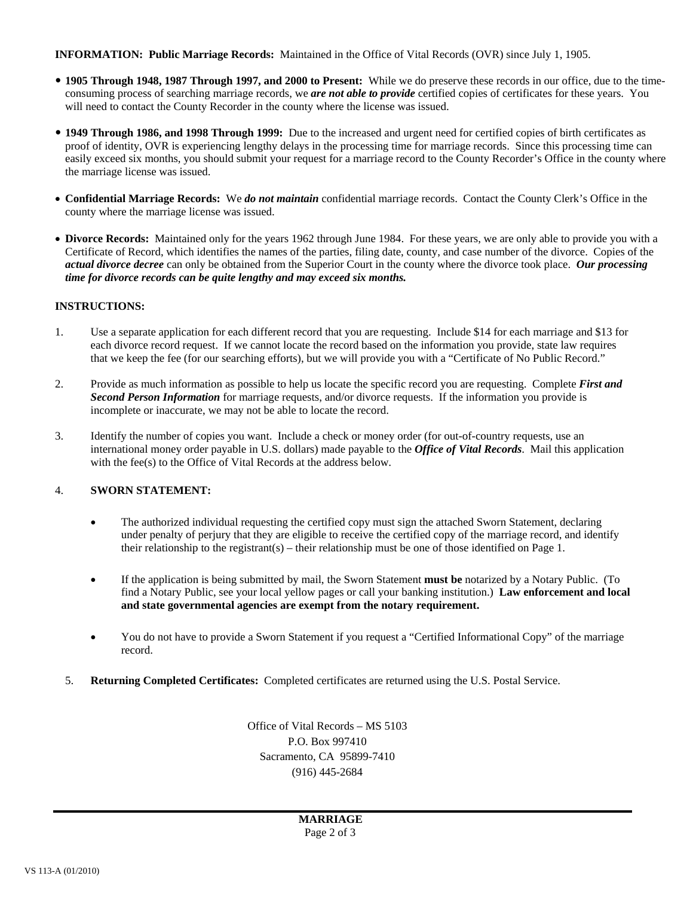**INFORMATION: Public Marriage Records:** Maintained in the Office of Vital Records (OVR) since July 1, 1905.

- **1905 Through 1948, 1987 Through 1997, and 2000 to Present:** While we do preserve these records in our office, due to the time-consuming process of searching marriage records, we ***are not able to provide*** certified copies of certificates for these years. You will need to contact the County Recorder in the county where the license was issued.

- **1949 Through 1986, and 1998 Through 1999:** Due to the increased and urgent need for certified copies of birth certificates as proof of identity, OVR is experiencing lengthy delays in the processing time for marriage records. Since this processing time can easily exceed six months, you should submit your request for a marriage record to the County Recorder's Office in the county where the marriage license was issued.

- **Confidential Marriage Records:** We ***do not maintain*** confidential marriage records. Contact the County Clerk's Office in the county where the marriage license was issued.

- **Divorce Records:** Maintained only for the years 1962 through June 1984. For these years, we are only able to provide you with a Certificate of Record, which identifies the names of the parties, filing date, county, and case number of the divorce. Copies of the ***actual divorce decree*** can only be obtained from the Superior Court in the county where the divorce took place. ***Our processing time for divorce records can be quite lengthy and may exceed six months.***

**INSTRUCTIONS:**

1. Use a separate application for each different record that you are requesting. Include $14 for each marriage and $13 for each divorce record request. If we cannot locate the record based on the information you provide, state law requires that we keep the fee (for our searching efforts), but we will provide you with a "Certificate of No Public Record."

2. Provide as much information as possible to help us locate the specific record you are requesting. Complete ***First and Second Person Information*** for marriage requests, and/or divorce requests. If the information you provide is incomplete or inaccurate, we may not be able to locate the record.

3. Identify the number of copies you want. Include a check or money order (for out-of-country requests, use an international money order payable in U.S. dollars) made payable to the ***Office of Vital Records***. Mail this application with the fee(s) to the Office of Vital Records at the address below.

4. **SWORN STATEMENT:**

   - The authorized individual requesting the certified copy must sign the attached Sworn Statement, declaring under penalty of perjury that they are eligible to receive the certified copy of the marriage record, and identify their relationship to the registrant(s) – their relationship must be one of those identified on Page 1.

   - If the application is being submitted by mail, the Sworn Statement **must be** notarized by a Notary Public. (To find a Notary Public, see your local yellow pages or call your banking institution.) **Law enforcement and local and state governmental agencies are exempt from the notary requirement.**

   - You do not have to provide a Sworn Statement if you request a "Certified Informational Copy" of the marriage record.

5. **Returning Completed Certificates:** Completed certificates are returned using the U.S. Postal Service.

Office of Vital Records – MS 5103
P.O. Box 997410
Sacramento, CA 95899-7410
(916) 445-2684

**MARRIAGE**

VS 113-A (01/2010)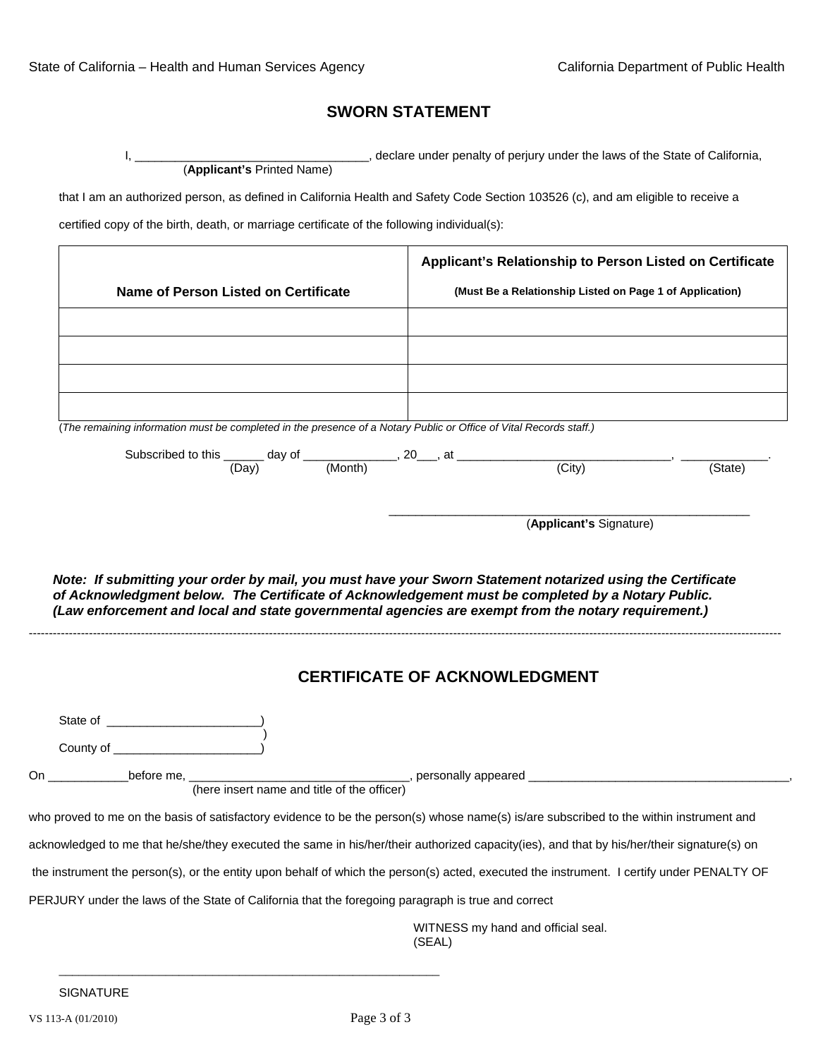State of California – Health and Human Services Agency

California Department of Public Health

## SWORN STATEMENT

I, ___________________________________, declare under penalty of perjury under the laws of the State of California,
(**Applicant's** Printed Name)

that I am an authorized person, as defined in California Health and Safety Code Section 103526 (c), and am eligible to receive a certified copy of the birth, death, or marriage certificate of the following individual(s):

| Name of Person Listed on Certificate | Applicant's Relationship to Person Listed on Certificate (Must Be a Relationship Listed on Page 1 of Application) |
|---|---|
| | |
| | |
| | |
| | |

*(The remaining information must be completed in the presence of a Notary Public or Office of Vital Records staff.)*

Subscribed to this ______ day of ______________, 20___, at ________________________________, _____________.
(Day) (Month) (City) (State)

_________________________________________________________
(**Applicant's** Signature)

***Note: If submitting your order by mail, you must have your Sworn Statement notarized using the Certificate of Acknowledgment below. The Certificate of Acknowledgement must be completed by a Notary Public. (Law enforcement and local and state governmental agencies are exempt from the notary requirement.)***

---

## CERTIFICATE OF ACKNOWLEDGMENT

State of _______________________)
)
County of ______________________)

On ____________before me, __________________________________, personally appeared ________________________________________,
(here insert name and title of the officer)

who proved to me on the basis of satisfactory evidence to be the person(s) whose name(s) is/are subscribed to the within instrument and acknowledged to me that he/she/they executed the same in his/her/their authorized capacity(ies), and that by his/her/their signature(s) on the instrument the person(s), or the entity upon behalf of which the person(s) acted, executed the instrument. I certify under PENALTY OF PERJURY under the laws of the State of California that the foregoing paragraph is true and correct

WITNESS my hand and official seal.
(SEAL)

____________________________________________________________
SIGNATURE

VS 113-A (01/2010)